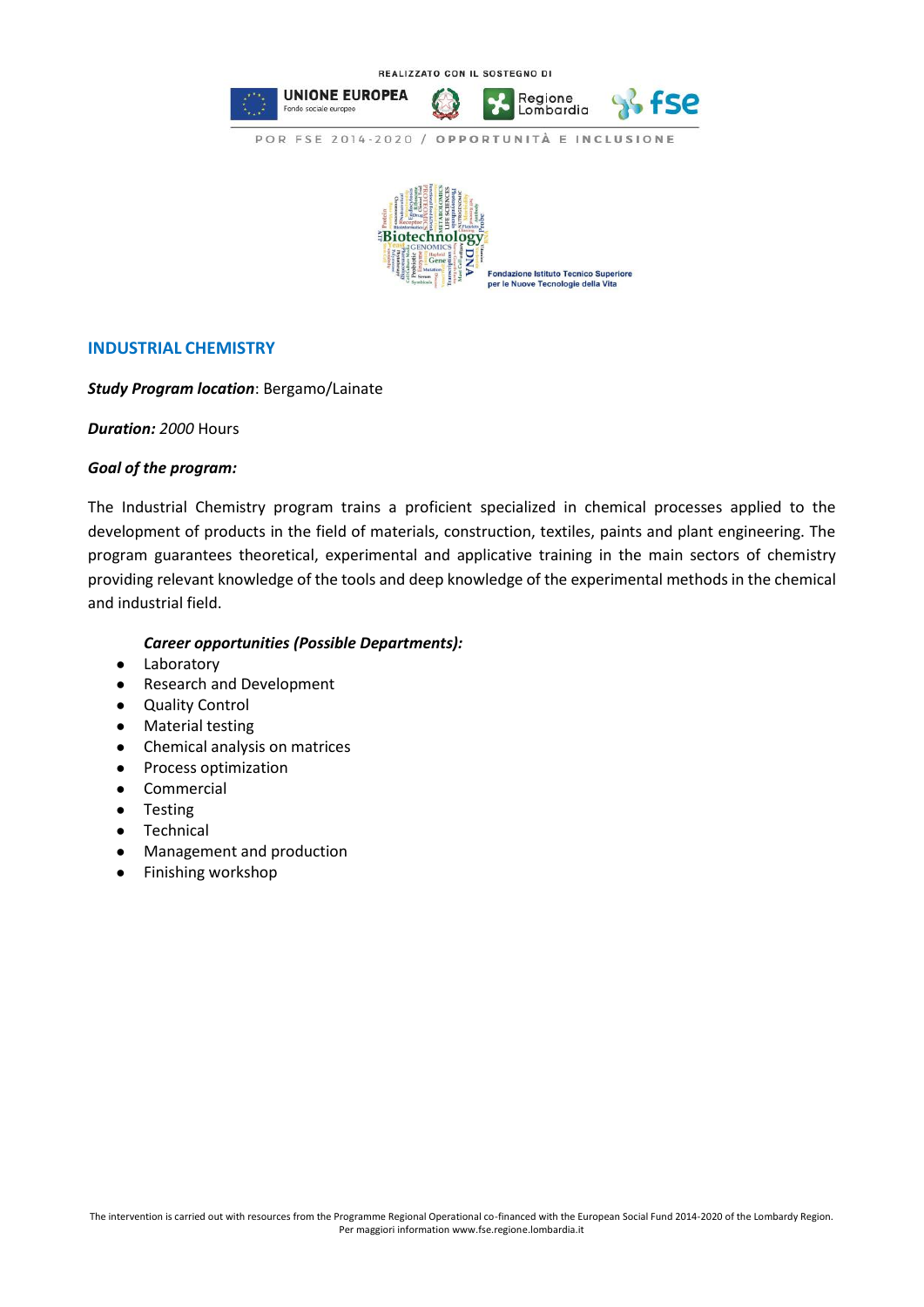REALIZZATO CON IL SOSTEGNO DI

UNIONE EUROPEA
Fondo sociale europeo

Regione Lombardia

fse

POR FSE 2014-2020 / OPPORTUNITÀ E INCLUSIONE

Fondazione Istituto Tecnico Superiore per le Nuove Tecnologie della Vita

## INDUSTRIAL CHEMISTRY

***Study Program location***: Bergamo/Lainate

***Duration:*** *2000* Hours

***Goal of the program:***

The Industrial Chemistry program trains a proficient specialized in chemical processes applied to the development of products in the field of materials, construction, textiles, paints and plant engineering. The program guarantees theoretical, experimental and applicative training in the main sectors of chemistry providing relevant knowledge of the tools and deep knowledge of the experimental methods in the chemical and industrial field.

***Career opportunities (Possible Departments):***

- Laboratory
- Research and Development
- Quality Control
- Material testing
- Chemical analysis on matrices
- Process optimization
- Commercial
- Testing
- Technical
- Management and production
- Finishing workshop

The intervention is carried out with resources from the Programme Regional Operational co-financed with the European Social Fund 2014-2020 of the Lombardy Region.
Per maggiori information www.fse.regione.lombardia.it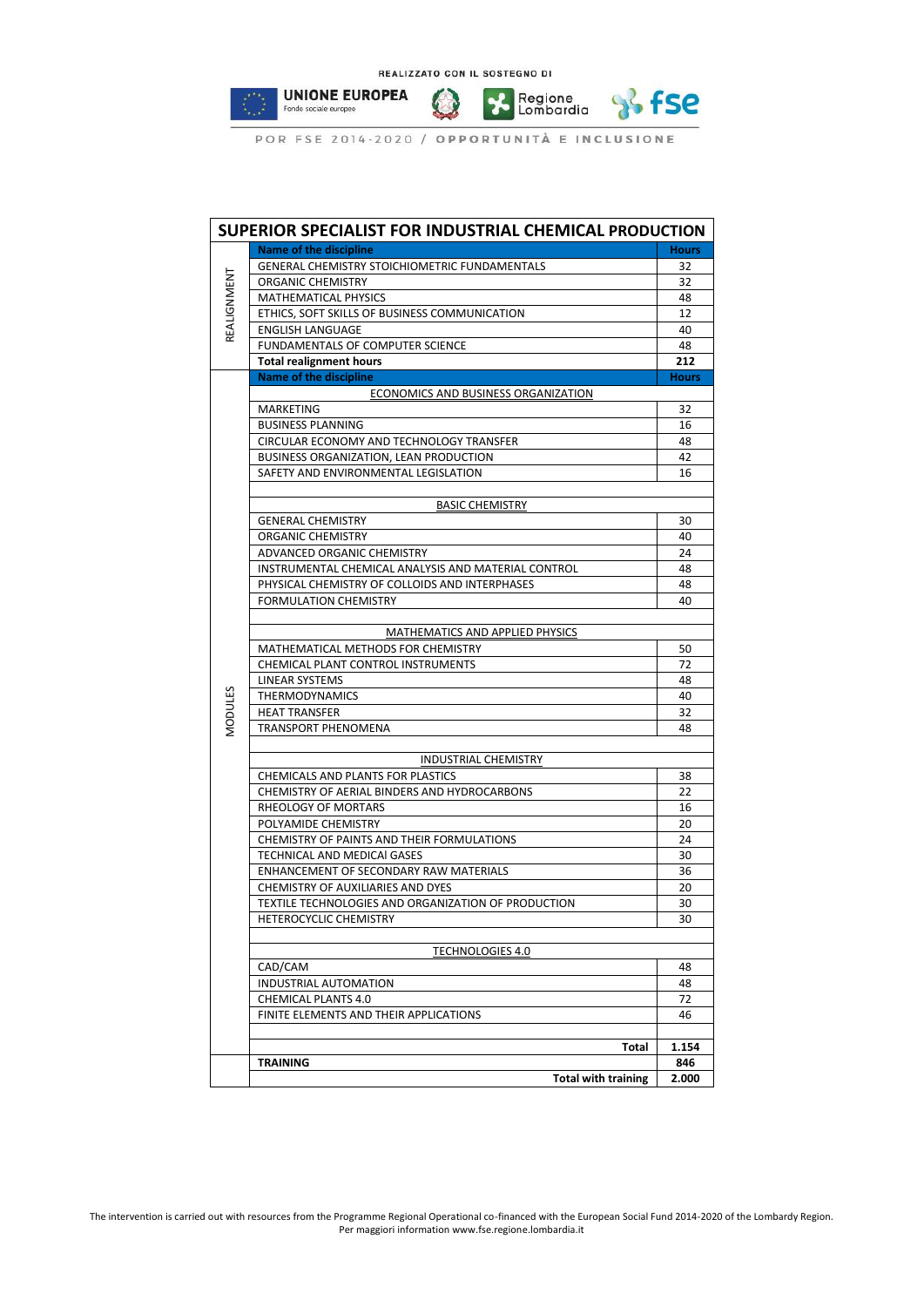REALIZZATO CON IL SOSTEGNO DI

UNIONE EUROPEA
Fondo sociale europeo

Regione Lombardia

fse

POR FSE 2014-2020 / OPPORTUNITÀ E INCLUSIONE

| SUPERIOR SPECIALIST FOR INDUSTRIAL CHEMICAL PRODUCTION | | |
|---|---|---|
| REALIGNMENT | **Name of the discipline** | **Hours** |
| | GENERAL CHEMISTRY STOICHIOMETRIC FUNDAMENTALS | 32 |
| | ORGANIC CHEMISTRY | 32 |
| | MATHEMATICAL PHYSICS | 48 |
| | ETHICS, SOFT SKILLS OF BUSINESS COMMUNICATION | 12 |
| | ENGLISH LANGUAGE | 40 |
| | FUNDAMENTALS OF COMPUTER SCIENCE | 48 |
| | **Total realignment hours** | **212** |
| MODULES | **Name of the discipline** | **Hours** |
| | ECONOMICS AND BUSINESS ORGANIZATION | |
| | MARKETING | 32 |
| | BUSINESS PLANNING | 16 |
| | CIRCULAR ECONOMY AND TECHNOLOGY TRANSFER | 48 |
| | BUSINESS ORGANIZATION, LEAN PRODUCTION | 42 |
| | SAFETY AND ENVIRONMENTAL LEGISLATION | 16 |
| | | |
| | BASIC CHEMISTRY | |
| | GENERAL CHEMISTRY | 30 |
| | ORGANIC CHEMISTRY | 40 |
| | ADVANCED ORGANIC CHEMISTRY | 24 |
| | INSTRUMENTAL CHEMICAL ANALYSIS AND MATERIAL CONTROL | 48 |
| | PHYSICAL CHEMISTRY OF COLLOIDS AND INTERPHASES | 48 |
| | FORMULATION CHEMISTRY | 40 |
| | | |
| | MATHEMATICS AND APPLIED PHYSICS | |
| | MATHEMATICAL METHODS FOR CHEMISTRY | 50 |
| | CHEMICAL PLANT CONTROL INSTRUMENTS | 72 |
| | LINEAR SYSTEMS | 48 |
| | THERMODYNAMICS | 40 |
| | HEAT TRANSFER | 32 |
| | TRANSPORT PHENOMENA | 48 |
| | | |
| | INDUSTRIAL CHEMISTRY | |
| | CHEMICALS AND PLANTS FOR PLASTICS | 38 |
| | CHEMISTRY OF AERIAL BINDERS AND HYDROCARBONS | 22 |
| | RHEOLOGY OF MORTARS | 16 |
| | POLYAMIDE CHEMISTRY | 20 |
| | CHEMISTRY OF PAINTS AND THEIR FORMULATIONS | 24 |
| | TECHNICAL AND MEDICAl GASES | 30 |
| | ENHANCEMENT OF SECONDARY RAW MATERIALS | 36 |
| | CHEMISTRY OF AUXILIARIES AND DYES | 20 |
| | TEXTILE TECHNOLOGIES AND ORGANIZATION OF PRODUCTION | 30 |
| | HETEROCYCLIC CHEMISTRY | 30 |
| | | |
| | TECHNOLOGIES 4.0 | |
| | CAD/CAM | 48 |
| | INDUSTRIAL AUTOMATION | 48 |
| | CHEMICAL PLANTS 4.0 | 72 |
| | FINITE ELEMENTS AND THEIR APPLICATIONS | 46 |
| | | |
| | **Total** | **1.154** |
| | **TRAINING** | **846** |
| | **Total with training** | **2.000** |

The intervention is carried out with resources from the Programme Regional Operational co-financed with the European Social Fund 2014-2020 of the Lombardy Region.
Per maggiori information www.fse.regione.lombardia.it